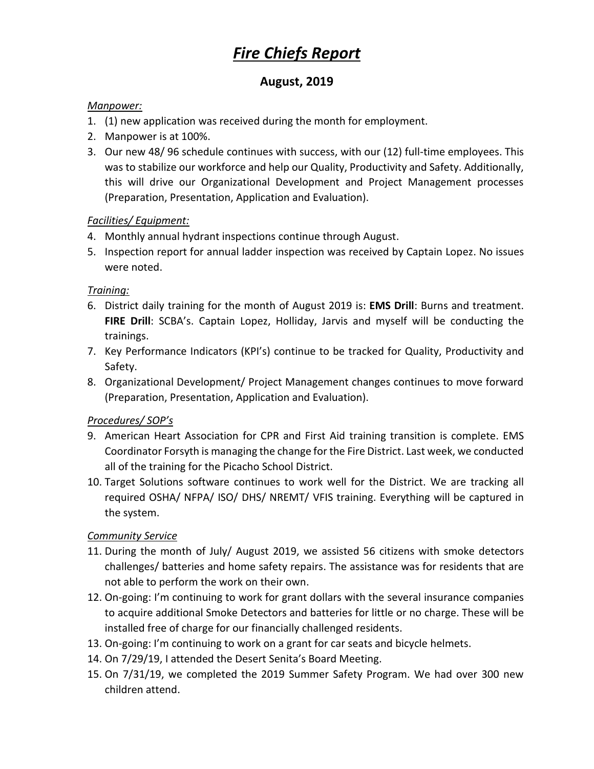# *Fire Chiefs Report*

## August, 2019

*Manpower:*

1. (1) new application was received during the month for employment.
2. Manpower is at 100%.
3. Our new 48/ 96 schedule continues with success, with our (12) full-time employees. This was to stabilize our workforce and help our Quality, Productivity and Safety. Additionally, this will drive our Organizational Development and Project Management processes (Preparation, Presentation, Application and Evaluation).

*Facilities/ Equipment:*

4. Monthly annual hydrant inspections continue through August.
5. Inspection report for annual ladder inspection was received by Captain Lopez. No issues were noted.

*Training:*

6. District daily training for the month of August 2019 is: **EMS Drill**: Burns and treatment. **FIRE Drill**: SCBA's. Captain Lopez, Holliday, Jarvis and myself will be conducting the trainings.
7. Key Performance Indicators (KPI's) continue to be tracked for Quality, Productivity and Safety.
8. Organizational Development/ Project Management changes continues to move forward (Preparation, Presentation, Application and Evaluation).

*Procedures/ SOP's*

9. American Heart Association for CPR and First Aid training transition is complete. EMS Coordinator Forsyth is managing the change for the Fire District. Last week, we conducted all of the training for the Picacho School District.
10. Target Solutions software continues to work well for the District. We are tracking all required OSHA/ NFPA/ ISO/ DHS/ NREMT/ VFIS training. Everything will be captured in the system.

*Community Service*

11. During the month of July/ August 2019, we assisted 56 citizens with smoke detectors challenges/ batteries and home safety repairs. The assistance was for residents that are not able to perform the work on their own.
12. On-going: I'm continuing to work for grant dollars with the several insurance companies to acquire additional Smoke Detectors and batteries for little or no charge. These will be installed free of charge for our financially challenged residents.
13. On-going: I'm continuing to work on a grant for car seats and bicycle helmets.
14. On 7/29/19, I attended the Desert Senita's Board Meeting.
15. On 7/31/19, we completed the 2019 Summer Safety Program. We had over 300 new children attend.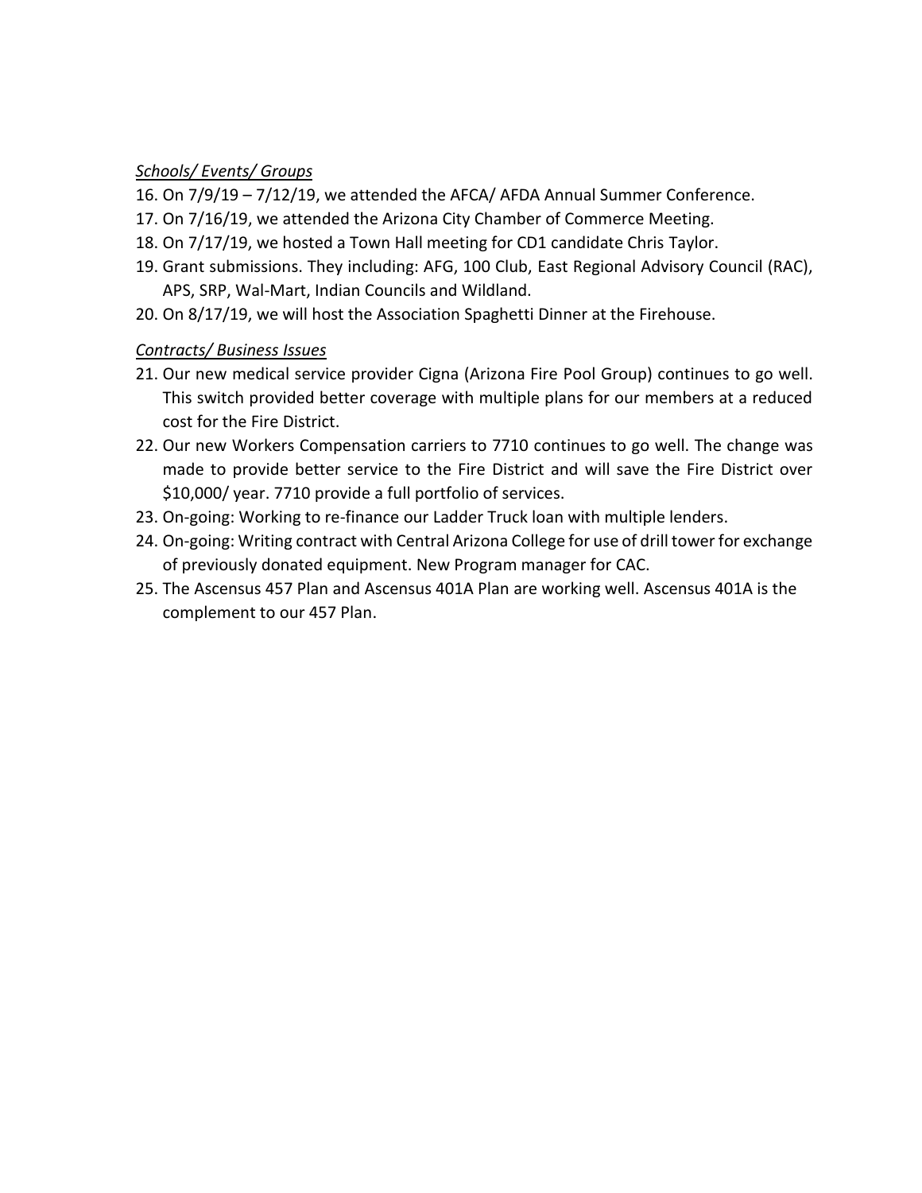*Schools/ Events/ Groups*

16. On 7/9/19 – 7/12/19, we attended the AFCA/ AFDA Annual Summer Conference.
17. On 7/16/19, we attended the Arizona City Chamber of Commerce Meeting.
18. On 7/17/19, we hosted a Town Hall meeting for CD1 candidate Chris Taylor.
19. Grant submissions. They including: AFG, 100 Club, East Regional Advisory Council (RAC), APS, SRP, Wal-Mart, Indian Councils and Wildland.
20. On 8/17/19, we will host the Association Spaghetti Dinner at the Firehouse.

*Contracts/ Business Issues*

21. Our new medical service provider Cigna (Arizona Fire Pool Group) continues to go well. This switch provided better coverage with multiple plans for our members at a reduced cost for the Fire District.
22. Our new Workers Compensation carriers to 7710 continues to go well. The change was made to provide better service to the Fire District and will save the Fire District over $10,000/ year. 7710 provide a full portfolio of services.
23. On-going: Working to re-finance our Ladder Truck loan with multiple lenders.
24. On-going: Writing contract with Central Arizona College for use of drill tower for exchange of previously donated equipment. New Program manager for CAC.
25. The Ascensus 457 Plan and Ascensus 401A Plan are working well. Ascensus 401A is the complement to our 457 Plan.